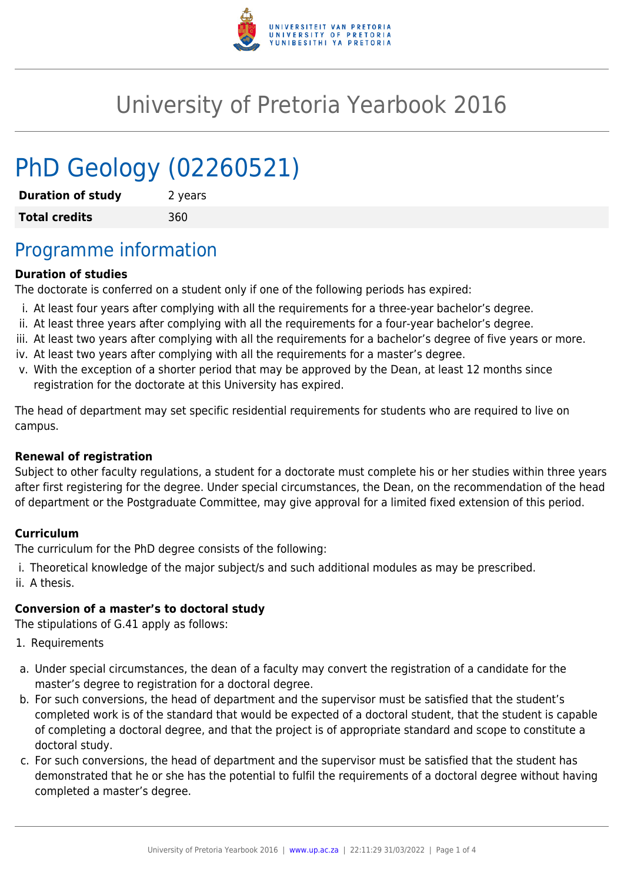# University of Pretoria Yearbook 2016

# PhD Geology (02260521)

| | |
|---|---|
| **Duration of study** | 2 years |
| **Total credits** | 360 |

## Programme information

**Duration of studies**

The doctorate is conferred on a student only if one of the following periods has expired:

i. At least four years after complying with all the requirements for a three-year bachelor's degree.
ii. At least three years after complying with all the requirements for a four-year bachelor's degree.
iii. At least two years after complying with all the requirements for a bachelor's degree of five years or more.
iv. At least two years after complying with all the requirements for a master's degree.
v. With the exception of a shorter period that may be approved by the Dean, at least 12 months since registration for the doctorate at this University has expired.

The head of department may set specific residential requirements for students who are required to live on campus.

**Renewal of registration**

Subject to other faculty regulations, a student for a doctorate must complete his or her studies within three years after first registering for the degree. Under special circumstances, the Dean, on the recommendation of the head of department or the Postgraduate Committee, may give approval for a limited fixed extension of this period.

**Curriculum**

The curriculum for the PhD degree consists of the following:

i. Theoretical knowledge of the major subject/s and such additional modules as may be prescribed.
ii. A thesis.

**Conversion of a master's to doctoral study**

The stipulations of G.41 apply as follows:

1. Requirements

a. Under special circumstances, the dean of a faculty may convert the registration of a candidate for the master's degree to registration for a doctoral degree.
b. For such conversions, the head of department and the supervisor must be satisfied that the student's completed work is of the standard that would be expected of a doctoral student, that the student is capable of completing a doctoral degree, and that the project is of appropriate standard and scope to constitute a doctoral study.
c. For such conversions, the head of department and the supervisor must be satisfied that the student has demonstrated that he or she has the potential to fulfil the requirements of a doctoral degree without having completed a master's degree.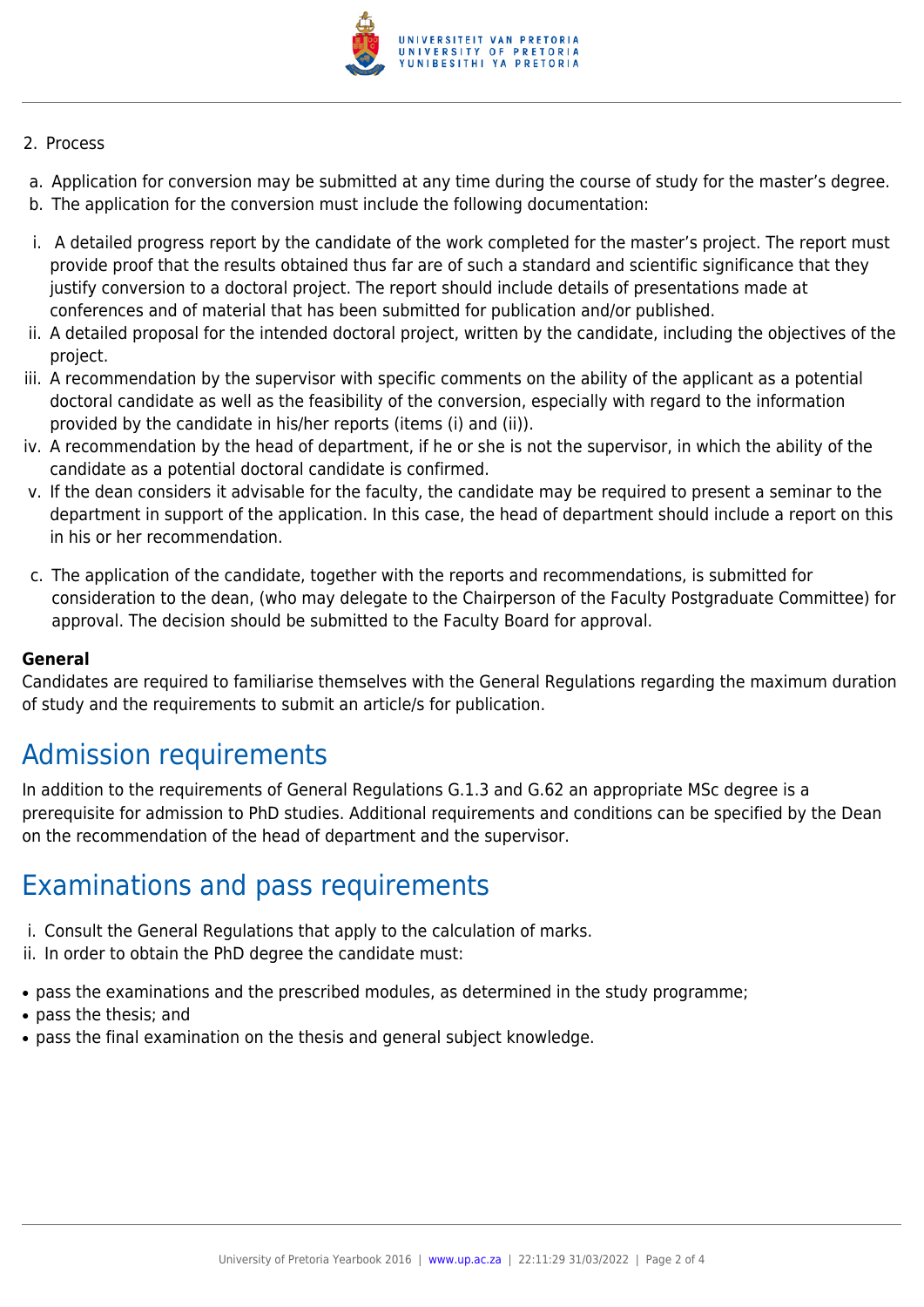2. Process

a. Application for conversion may be submitted at any time during the course of study for the master's degree.
b. The application for the conversion must include the following documentation:

i. A detailed progress report by the candidate of the work completed for the master's project. The report must provide proof that the results obtained thus far are of such a standard and scientific significance that they justify conversion to a doctoral project. The report should include details of presentations made at conferences and of material that has been submitted for publication and/or published.
ii. A detailed proposal for the intended doctoral project, written by the candidate, including the objectives of the project.
iii. A recommendation by the supervisor with specific comments on the ability of the applicant as a potential doctoral candidate as well as the feasibility of the conversion, especially with regard to the information provided by the candidate in his/her reports (items (i) and (ii)).
iv. A recommendation by the head of department, if he or she is not the supervisor, in which the ability of the candidate as a potential doctoral candidate is confirmed.
v. If the dean considers it advisable for the faculty, the candidate may be required to present a seminar to the department in support of the application. In this case, the head of department should include a report on this in his or her recommendation.

c. The application of the candidate, together with the reports and recommendations, is submitted for consideration to the dean, (who may delegate to the Chairperson of the Faculty Postgraduate Committee) for approval. The decision should be submitted to the Faculty Board for approval.

**General**
Candidates are required to familiarise themselves with the General Regulations regarding the maximum duration of study and the requirements to submit an article/s for publication.

# Admission requirements

In addition to the requirements of General Regulations G.1.3 and G.62 an appropriate MSc degree is a prerequisite for admission to PhD studies. Additional requirements and conditions can be specified by the Dean on the recommendation of the head of department and the supervisor.

# Examinations and pass requirements

i. Consult the General Regulations that apply to the calculation of marks.
ii. In order to obtain the PhD degree the candidate must:

- pass the examinations and the prescribed modules, as determined in the study programme;
- pass the thesis; and
- pass the final examination on the thesis and general subject knowledge.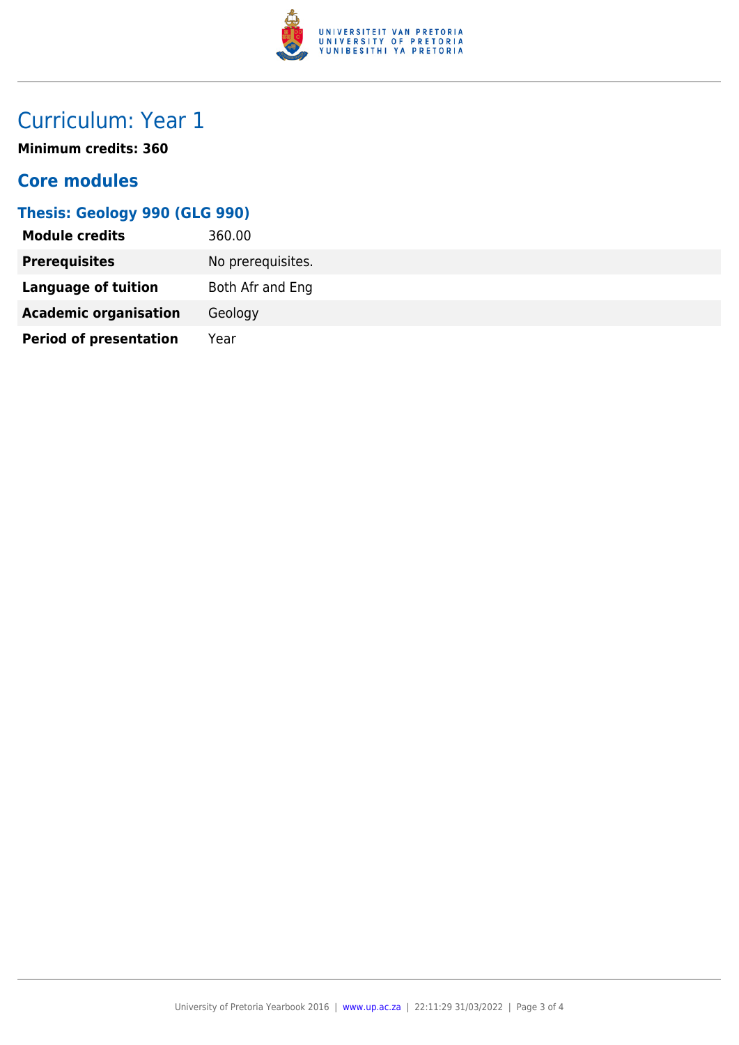# Curriculum: Year 1

**Minimum credits: 360**

## Core modules

### Thesis: Geology 990 (GLG 990)

| | |
|---|---|
| **Module credits** | 360.00 |
| **Prerequisites** | No prerequisites. |
| **Language of tuition** | Both Afr and Eng |
| **Academic organisation** | Geology |
| **Period of presentation** | Year |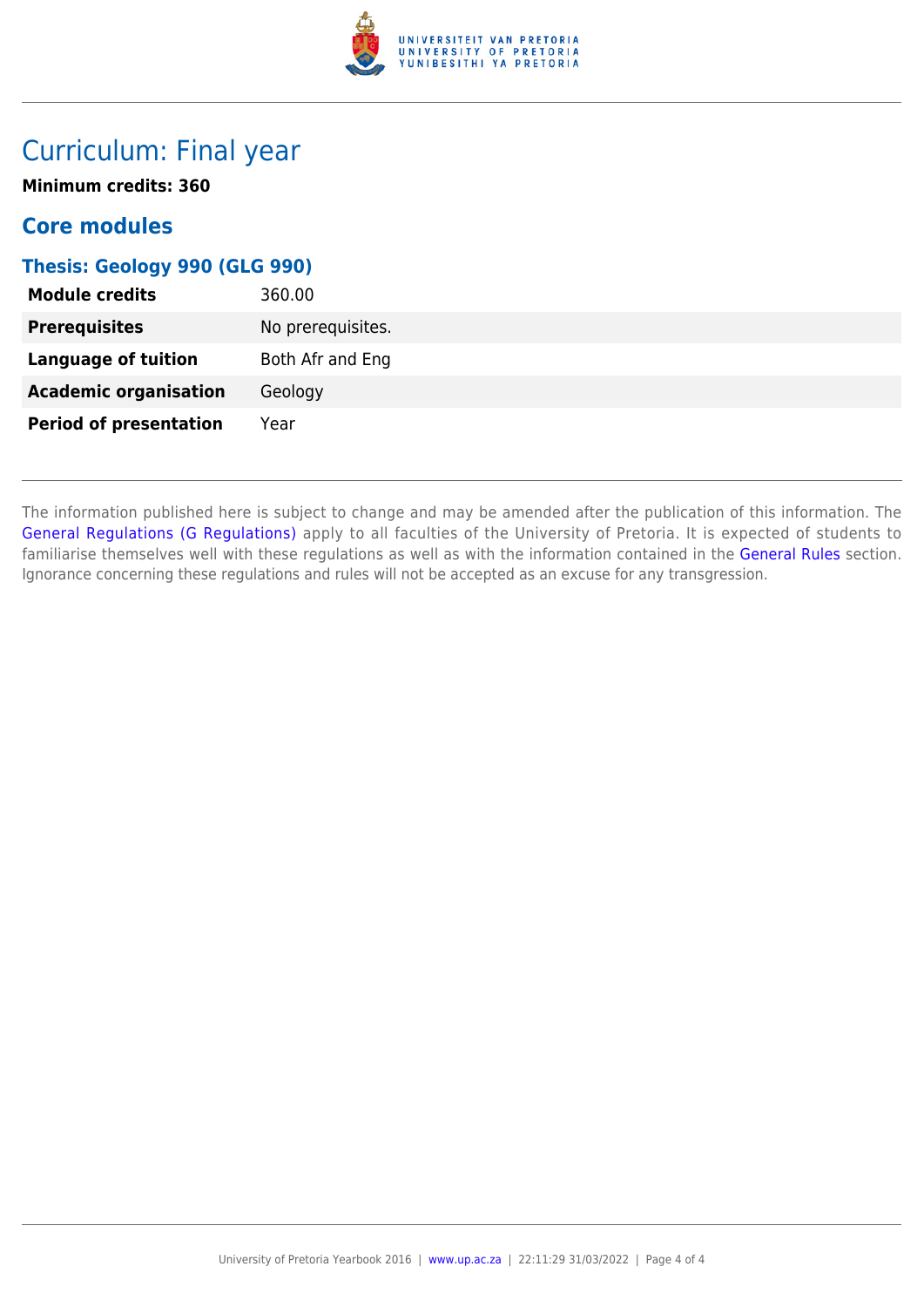# Curriculum: Final year

**Minimum credits: 360**

## Core modules

### Thesis: Geology 990 (GLG 990)

| | |
|---|---|
| **Module credits** | 360.00 |
| **Prerequisites** | No prerequisites. |
| **Language of tuition** | Both Afr and Eng |
| **Academic organisation** | Geology |
| **Period of presentation** | Year |

The information published here is subject to change and may be amended after the publication of this information. The General Regulations (G Regulations) apply to all faculties of the University of Pretoria. It is expected of students to familiarise themselves well with these regulations as well as with the information contained in the General Rules section. Ignorance concerning these regulations and rules will not be accepted as an excuse for any transgression.